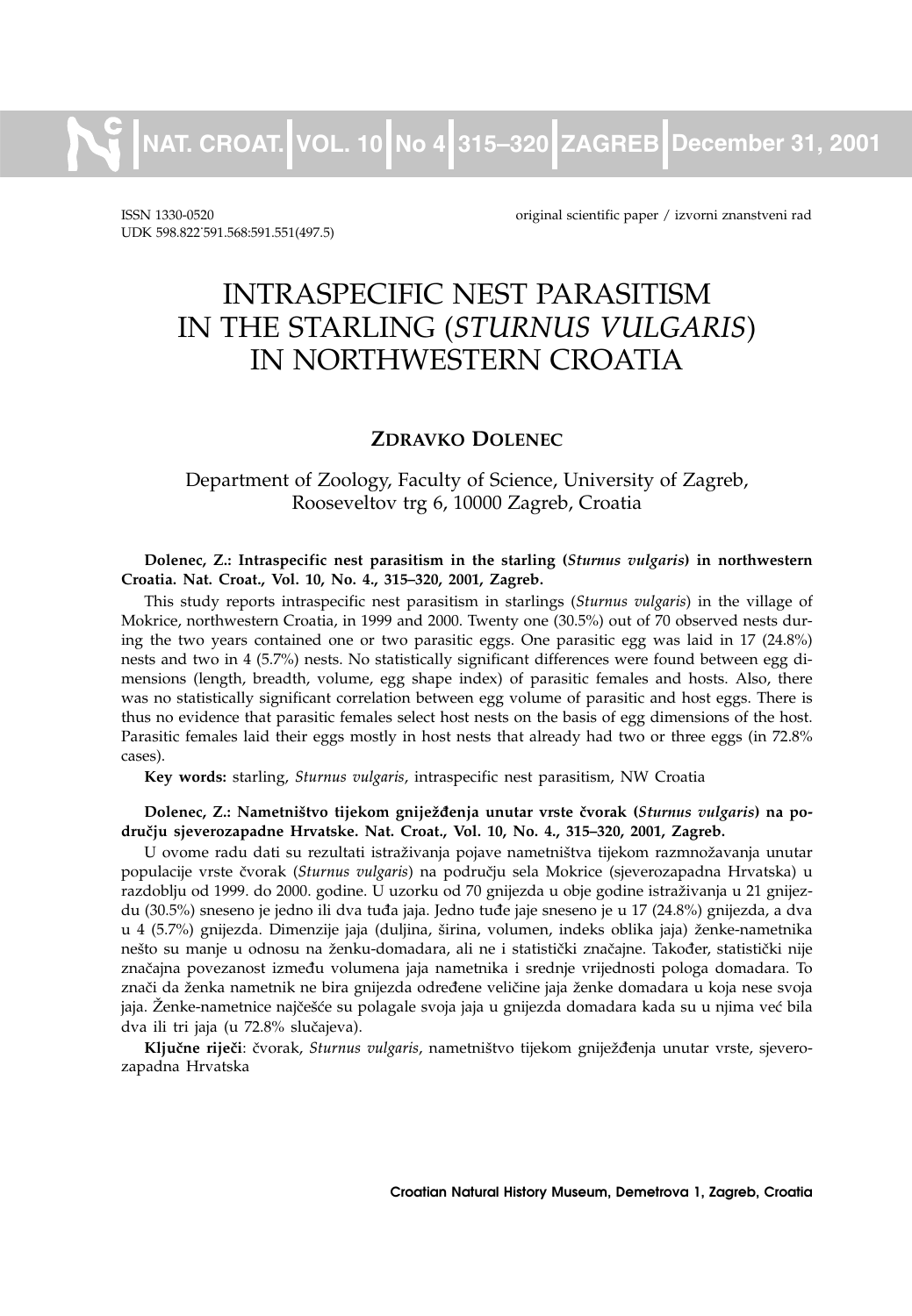ISSN 1330-0520 original scientific paper / izvorni znanstveni rad

UDK 598.822:591.568:591.551(497.5)

# INTRASPECIFIC NEST PARASITISM IN THE STARLING (*STURNUS VULGARIS*) IN NORTHWESTERN CROATIA

**ZDRAVKO DOLENEC**

Department of Zoology, Faculty of Science, University of Zagreb, Rooseveltov trg 6, 10000 Zagreb, Croatia

**Dolenec, Z.: Intraspecific nest parasitism in the starling (*Sturnus vulgaris*) in northwestern Croatia. Nat. Croat., Vol. 10, No. 4., 315–320, 2001, Zagreb.**

This study reports intraspecific nest parasitism in starlings (*Sturnus vulgaris*) in the village of Mokrice, northwestern Croatia, in 1999 and 2000. Twenty one (30.5%) out of 70 observed nests during the two years contained one or two parasitic eggs. One parasitic egg was laid in 17 (24.8%) nests and two in 4 (5.7%) nests. No statistically significant differences were found between egg dimensions (length, breadth, volume, egg shape index) of parasitic females and hosts. Also, there was no statistically significant correlation between egg volume of parasitic and host eggs. There is thus no evidence that parasitic females select host nests on the basis of egg dimensions of the host. Parasitic females laid their eggs mostly in host nests that already had two or three eggs (in 72.8% cases).

**Key words:** starling, *Sturnus vulgaris*, intraspecific nest parasitism, NW Croatia

**Dolenec, Z.: Nametništvo tijekom gniježđenja unutar vrste čvorak (*Sturnus vulgaris*) na području sjeverozapadne Hrvatske. Nat. Croat., Vol. 10, No. 4., 315–320, 2001, Zagreb.**

U ovome radu dati su rezultati istraživanja pojave nametništva tijekom razmnožavanja unutar populacije vrste čvorak (*Sturnus vulgaris*) na području sela Mokrice (sjeverozapadna Hrvatska) u razdoblju od 1999. do 2000. godine. U uzorku od 70 gnijezda u obje godine istraživanja u 21 gnijezdu (30.5%) sneseno je jedno ili dva tuđa jaja. Jedno tuđe jaje sneseno je u 17 (24.8%) gnijezda, a dva u 4 (5.7%) gnijezda. Dimenzije jaja (duljina, širina, volumen, indeks oblika jaja) ženke-nametnika nešto su manje u odnosu na ženku-domadara, ali ne i statistički značajne. Također, statistički nije značajna povezanost između volumena jaja nametnika i srednje vrijednosti pologa domadara. To znači da ženka nametnik ne bira gnijezda određene veličine jaja ženke domadara u koja nese svoja jaja. Ženke-nametnice najčešće su polagale svoja jaja u gnijezda domadara kada su u njima već bila dva ili tri jaja (u 72.8% slučajeva).

**Ključne riječi**: čvorak, *Sturnus vulgaris*, nametništvo tijekom gniježđenja unutar vrste, sjeverozapadna Hrvatska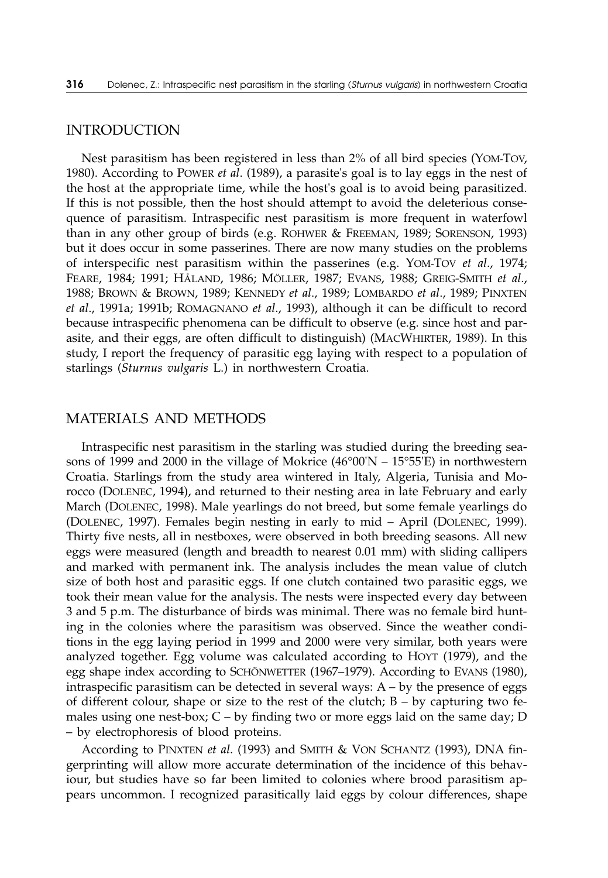## INTRODUCTION

Nest parasitism has been registered in less than 2% of all bird species (YOM-TOV, 1980). According to POWER *et al*. (1989), a parasite's goal is to lay eggs in the nest of the host at the appropriate time, while the host's goal is to avoid being parasitized. If this is not possible, then the host should attempt to avoid the deleterious consequence of parasitism. Intraspecific nest parasitism is more frequent in waterfowl than in any other group of birds (e.g. ROHWER & FREEMAN, 1989; SORENSON, 1993) but it does occur in some passerines. There are now many studies on the problems of interspecific nest parasitism within the passerines (e.g. YOM-TOV *et al*., 1974; FEARE, 1984; 1991; HÅLAND, 1986; MÖLLER, 1987; EVANS, 1988; GREIG-SMITH *et al*., 1988; BROWN & BROWN, 1989; KENNEDY *et al*., 1989; LOMBARDO *et al*., 1989; PINXTEN *et al*., 1991a; 1991b; ROMAGNANO *et al*., 1993), although it can be difficult to record because intraspecific phenomena can be difficult to observe (e.g. since host and parasite, and their eggs, are often difficult to distinguish) (MACWHIRTER, 1989). In this study, I report the frequency of parasitic egg laying with respect to a population of starlings (*Sturnus vulgaris* L.) in northwestern Croatia.

## MATERIALS AND METHODS

Intraspecific nest parasitism in the starling was studied during the breeding seasons of 1999 and 2000 in the village of Mokrice (46°00'N – 15°55'E) in northwestern Croatia. Starlings from the study area wintered in Italy, Algeria, Tunisia and Morocco (DOLENEC, 1994), and returned to their nesting area in late February and early March (DOLENEC, 1998). Male yearlings do not breed, but some female yearlings do (DOLENEC, 1997). Females begin nesting in early to mid – April (DOLENEC, 1999). Thirty five nests, all in nestboxes, were observed in both breeding seasons. All new eggs were measured (length and breadth to nearest 0.01 mm) with sliding callipers and marked with permanent ink. The analysis includes the mean value of clutch size of both host and parasitic eggs. If one clutch contained two parasitic eggs, we took their mean value for the analysis. The nests were inspected every day between 3 and 5 p.m. The disturbance of birds was minimal. There was no female bird hunting in the colonies where the parasitism was observed. Since the weather conditions in the egg laying period in 1999 and 2000 were very similar, both years were analyzed together. Egg volume was calculated according to HOYT (1979), and the egg shape index according to SCHÖNWETTER (1967–1979). According to EVANS (1980), intraspecific parasitism can be detected in several ways: A – by the presence of eggs of different colour, shape or size to the rest of the clutch; B – by capturing two females using one nest-box; C – by finding two or more eggs laid on the same day; D – by electrophoresis of blood proteins.

According to PINXTEN *et al*. (1993) and SMITH & VON SCHANTZ (1993), DNA fingerprinting will allow more accurate determination of the incidence of this behaviour, but studies have so far been limited to colonies where brood parasitism appears uncommon. I recognized parasitically laid eggs by colour differences, shape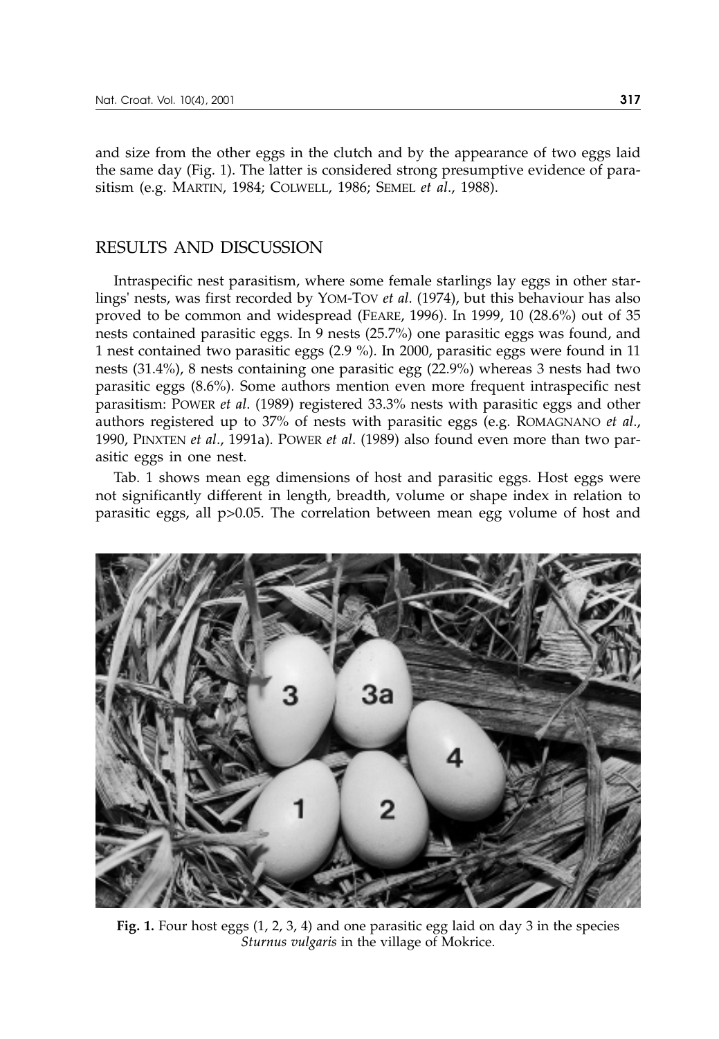and size from the other eggs in the clutch and by the appearance of two eggs laid the same day (Fig. 1). The latter is considered strong presumptive evidence of parasitism (e.g. MARTIN, 1984; COLWELL, 1986; SEMEL *et al*., 1988).

## RESULTS AND DISCUSSION

Intraspecific nest parasitism, where some female starlings lay eggs in other starlings' nests, was first recorded by YOM-TOV *et al*. (1974), but this behaviour has also proved to be common and widespread (FEARE, 1996). In 1999, 10 (28.6%) out of 35 nests contained parasitic eggs. In 9 nests (25.7%) one parasitic eggs was found, and 1 nest contained two parasitic eggs (2.9 %). In 2000, parasitic eggs were found in 11 nests (31.4%), 8 nests containing one parasitic egg (22.9%) whereas 3 nests had two parasitic eggs (8.6%). Some authors mention even more frequent intraspecific nest parasitism: POWER *et al*. (1989) registered 33.3% nests with parasitic eggs and other authors registered up to 37% of nests with parasitic eggs (e.g. ROMAGNANO *et al*., 1990, PINXTEN *et al*., 1991a). POWER *et al*. (1989) also found even more than two parasitic eggs in one nest.

Tab. 1 shows mean egg dimensions of host and parasitic eggs. Host eggs were not significantly different in length, breadth, volume or shape index in relation to parasitic eggs, all $p > 0.05$. The correlation between mean egg volume of host and

**Fig. 1.** Four host eggs (1, 2, 3, 4) and one parasitic egg laid on day 3 in the species *Sturnus vulgaris* in the village of Mokrice.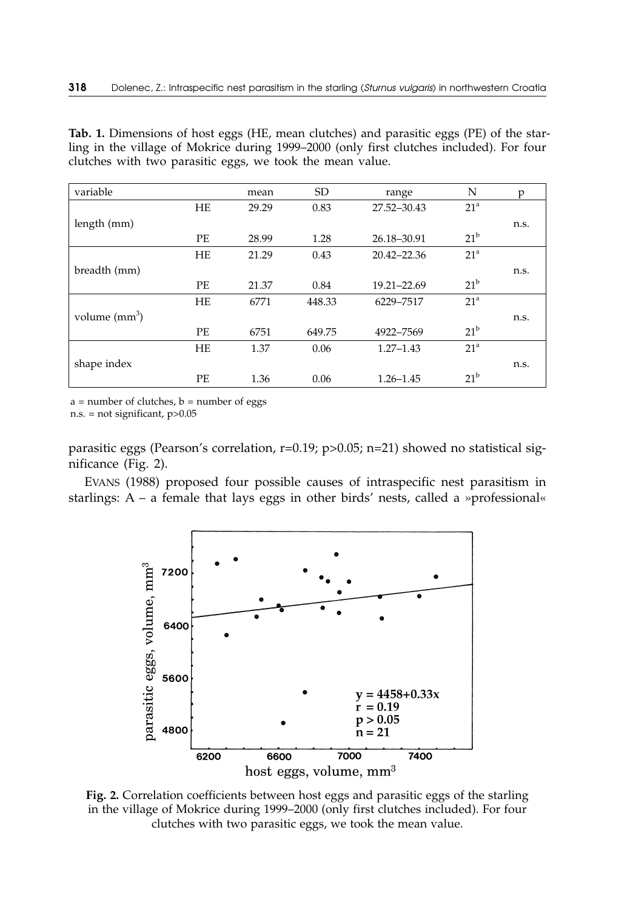**Tab. 1.** Dimensions of host eggs (HE, mean clutches) and parasitic eggs (PE) of the starling in the village of Mokrice during 1999–2000 (only first clutches included). For four clutches with two parasitic eggs, we took the mean value.

| variable | | mean | SD | range | N | p |
|---|---|---|---|---|---|---|
| length (mm) | HE | 29.29 | 0.83 | 27.52–30.43 | 21[a] | n.s. |
| | PE | 28.99 | 1.28 | 26.18–30.91 | 21[b] | |
| breadth (mm) | HE | 21.29 | 0.43 | 20.42–22.36 | 21[a] | n.s. |
| | PE | 21.37 | 0.84 | 19.21–22.69 | 21[b] | |
| volume ($mm^3$) | HE | 6771 | 448.33 | 6229–7517 | 21[a] | n.s. |
| | PE | 6751 | 649.75 | 4922–7569 | 21[b] | |
| shape index | HE | 1.37 | 0.06 | 1.27–1.43 | 21[a] | n.s. |
| | PE | 1.36 | 0.06 | 1.26–1.45 | 21[b] | |

a = number of clutches, b = number of eggs
n.s. = not significant, $p>0.05$

parasitic eggs (Pearson's correlation, $r=0.19$; $p>0.05$; $n=21$) showed no statistical significance (Fig. 2).

EVANS (1988) proposed four possible causes of intraspecific nest parasitism in starlings: A – a female that lays eggs in other birds' nests, called a »professional«

**Fig. 2.** Correlation coefficients between host eggs and parasitic eggs of the starling in the village of Mokrice during 1999–2000 (only first clutches included). For four clutches with two parasitic eggs, we took the mean value.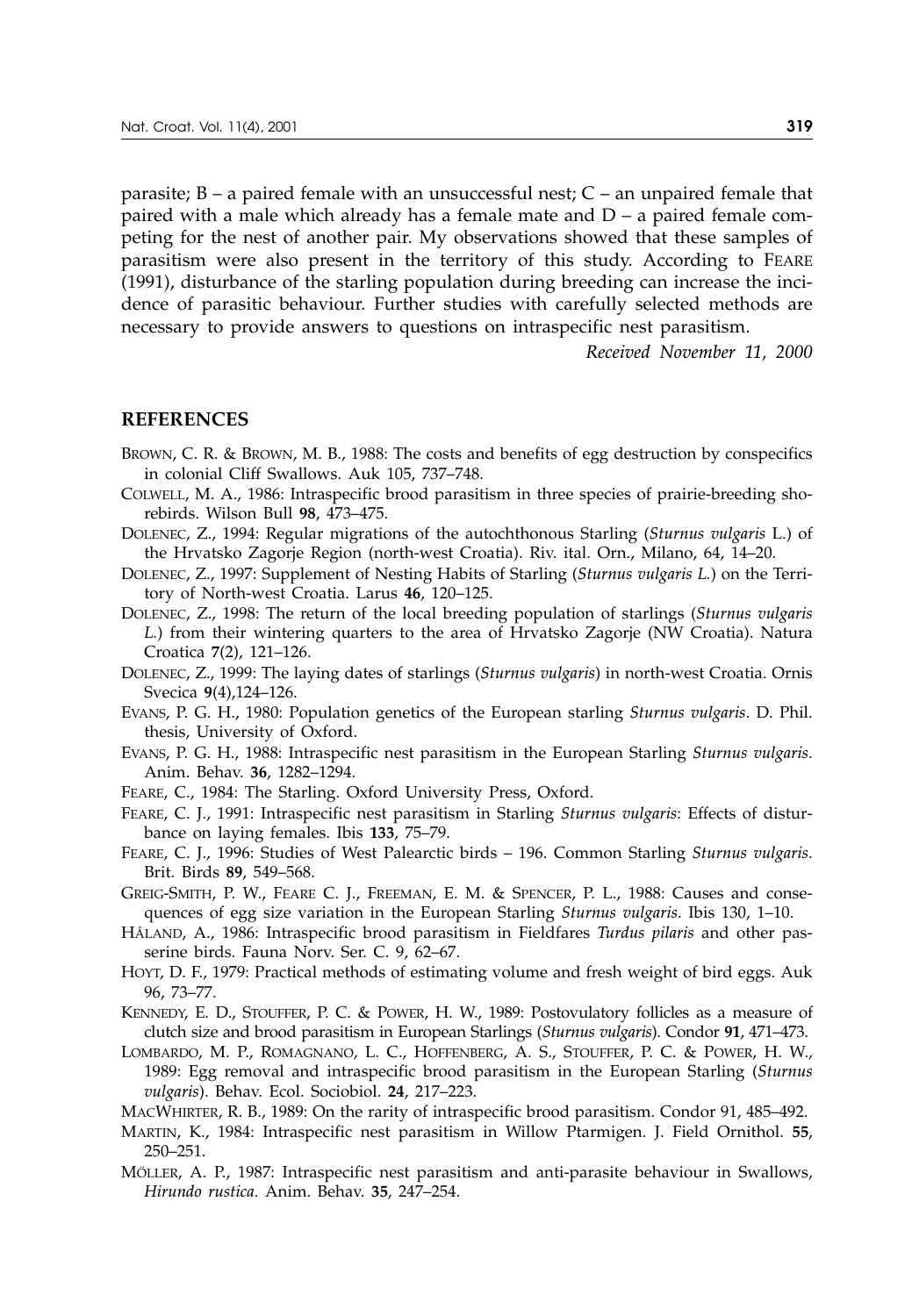parasite; B – a paired female with an unsuccessful nest; C – an unpaired female that paired with a male which already has a female mate and D – a paired female competing for the nest of another pair. My observations showed that these samples of parasitism were also present in the territory of this study. According to FEARE (1991), disturbance of the starling population during breeding can increase the incidence of parasitic behaviour. Further studies with carefully selected methods are necessary to provide answers to questions on intraspecific nest parasitism.

*Received November 11, 2000*

## REFERENCES

BROWN, C. R. & BROWN, M. B., 1988: The costs and benefits of egg destruction by conspecifics in colonial Cliff Swallows. Auk 105, 737–748.

COLWELL, M. A., 1986: Intraspecific brood parasitism in three species of prairie-breeding shorebirds. Wilson Bull **98**, 473–475.

DOLENEC, Z., 1994: Regular migrations of the autochthonous Starling (*Sturnus vulgaris* L.) of the Hrvatsko Zagorje Region (north-west Croatia). Riv. ital. Orn., Milano, 64, 14–20.

DOLENEC, Z., 1997: Supplement of Nesting Habits of Starling (*Sturnus vulgaris L.*) on the Territory of North-west Croatia. Larus **46**, 120–125.

DOLENEC, Z., 1998: The return of the local breeding population of starlings (*Sturnus vulgaris L.*) from their wintering quarters to the area of Hrvatsko Zagorje (NW Croatia). Natura Croatica **7**(2), 121–126.

DOLENEC, Z., 1999: The laying dates of starlings (*Sturnus vulgaris*) in north-west Croatia. Ornis Svecica **9**(4),124–126.

EVANS, P. G. H., 1980: Population genetics of the European starling *Sturnus vulgaris*. D. Phil. thesis, University of Oxford.

EVANS, P. G. H., 1988: Intraspecific nest parasitism in the European Starling *Sturnus vulgaris*. Anim. Behav. **36**, 1282–1294.

FEARE, C., 1984: The Starling. Oxford University Press, Oxford.

FEARE, C. J., 1991: Intraspecific nest parasitism in Starling *Sturnus vulgaris*: Effects of disturbance on laying females. Ibis **133**, 75–79.

FEARE, C. J., 1996: Studies of West Palearctic birds – 196. Common Starling *Sturnus vulgaris*. Brit. Birds **89**, 549–568.

GREIG-SMITH, P. W., FEARE C. J., FREEMAN, E. M. & SPENCER, P. L., 1988: Causes and consequences of egg size variation in the European Starling *Sturnus vulgaris*. Ibis 130, 1–10.

HÅLAND, A., 1986: Intraspecific brood parasitism in Fieldfares *Turdus pilaris* and other passerine birds. Fauna Norv. Ser. C. 9, 62–67.

HOYT, D. F., 1979: Practical methods of estimating volume and fresh weight of bird eggs. Auk 96, 73–77.

KENNEDY, E. D., STOUFFER, P. C. & POWER, H. W., 1989: Postovulatory follicles as a measure of clutch size and brood parasitism in European Starlings (*Sturnus vulgaris*). Condor **91**, 471–473.

LOMBARDO, M. P., ROMAGNANO, L. C., HOFFENBERG, A. S., STOUFFER, P. C. & POWER, H. W., 1989: Egg removal and intraspecific brood parasitism in the European Starling (*Sturnus vulgaris*). Behav. Ecol. Sociobiol. **24**, 217–223.

MACWHIRTER, R. B., 1989: On the rarity of intraspecific brood parasitism. Condor 91, 485–492.

MARTIN, K., 1984: Intraspecific nest parasitism in Willow Ptarmigen. J. Field Ornithol. **55**, 250–251.

MÖLLER, A. P., 1987: Intraspecific nest parasitism and anti-parasite behaviour in Swallows, *Hirundo rustica.* Anim. Behav. **35**, 247–254.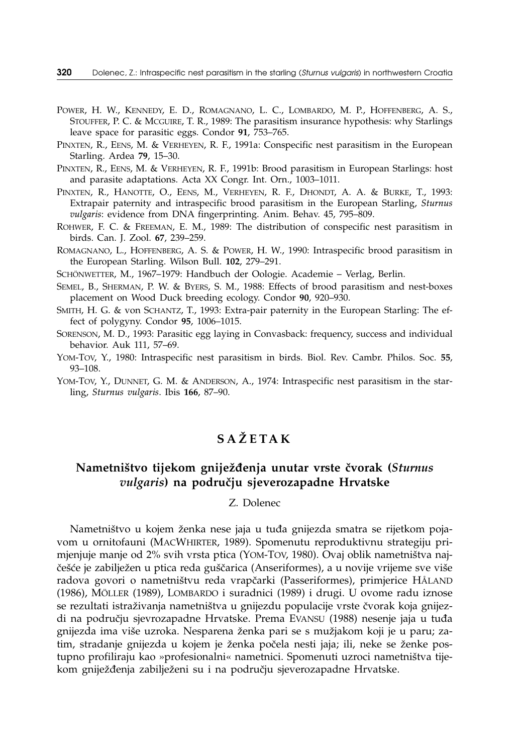POWER, H. W., KENNEDY, E. D., ROMAGNANO, L. C., LOMBARDO, M. P., HOFFENBERG, A. S., STOUFFER, P. C. & MCGUIRE, T. R., 1989: The parasitism insurance hypothesis: why Starlings leave space for parasitic eggs. Condor **91**, 753–765.

PINXTEN, R., EENS, M. & VERHEYEN, R. F., 1991a: Conspecific nest parasitism in the European Starling. Ardea **79**, 15–30.

PINXTEN, R., EENS, M. & VERHEYEN, R. F., 1991b: Brood parasitism in European Starlings: host and parasite adaptations. Acta XX Congr. Int. Orn., 1003–1011.

PINXTEN, R., HANOTTE, O., EENS, M., VERHEYEN, R. F., DHONDT, A. A. & BURKE, T., 1993: Extrapair paternity and intraspecific brood parasitism in the European Starling, *Sturnus vulgaris*: evidence from DNA fingerprinting. Anim. Behav. 45, 795–809.

ROHWER, F. C. & FREEMAN, E. M., 1989: The distribution of conspecific nest parasitism in birds. Can. J. Zool. **67**, 239–259.

ROMAGNANO, L., HOFFENBERG, A. S. & POWER, H. W., 1990: Intraspecific brood parasitism in the European Starling. Wilson Bull. **102**, 279–291.

SCHÖNWETTER, M., 1967–1979: Handbuch der Oologie. Academie – Verlag, Berlin.

SEMEL, B., SHERMAN, P. W. & BYERS, S. M., 1988: Effects of brood parasitism and nest-boxes placement on Wood Duck breeding ecology. Condor **90**, 920–930.

SMITH, H. G. & von SCHANTZ, T., 1993: Extra-pair paternity in the European Starling: The effect of polygyny. Condor **95**, 1006–1015.

SORENSON, M. D., 1993: Parasitic egg laying in Convasback: frequency, success and individual behavior. Auk 111, 57–69.

YOM-TOV, Y., 1980: Intraspecific nest parasitism in birds. Biol. Rev. Cambr. Philos. Soc. **55**, 93–108.

YOM-TOV, Y., DUNNET, G. M. & ANDERSON, A., 1974: Intraspecific nest parasitism in the starling, *Sturnus vulgaris*. Ibis **166**, 87–90.

## SAŽETAK

### Nametništvo tijekom gniježđenja unutar vrste čvorak (*Sturnus vulgaris*) na području sjeverozapadne Hrvatske

Z. Dolenec

Nametništvo u kojem ženka nese jaja u tuđa gnijezda smatra se rijetkom pojavom u ornitofauni (MACWHIRTER, 1989). Spomenutu reproduktivnu strategiju primjenjuje manje od 2% svih vrsta ptica (YOM-TOV, 1980). Ovaj oblik nametništva najčešće je zabilježen u ptica reda guščarica (Anseriformes), a u novije vrijeme sve više radova govori o nametništvu reda vrapčarki (Passeriformes), primjerice HÅLAND (1986), MÖLLER (1989), LOMBARDO i suradnici (1989) i drugi. U ovome radu iznose se rezultati istraživanja nametništva u gnijezdu populacije vrste čvorak koja gnijezdi na području sjevrozapadne Hrvatske. Prema EVANSU (1988) nesenje jaja u tuđa gnijezda ima više uzroka. Nesparena ženka pari se s mužjakom koji je u paru; zatim, stradanje gnijezda u kojem je ženka počela nesti jaja; ili, neke se ženke postupno profiliraju kao »profesionalni« nametnici. Spomenuti uzroci nametništva tijekom gniježđenja zabilježeni su i na području sjeverozapadne Hrvatske.